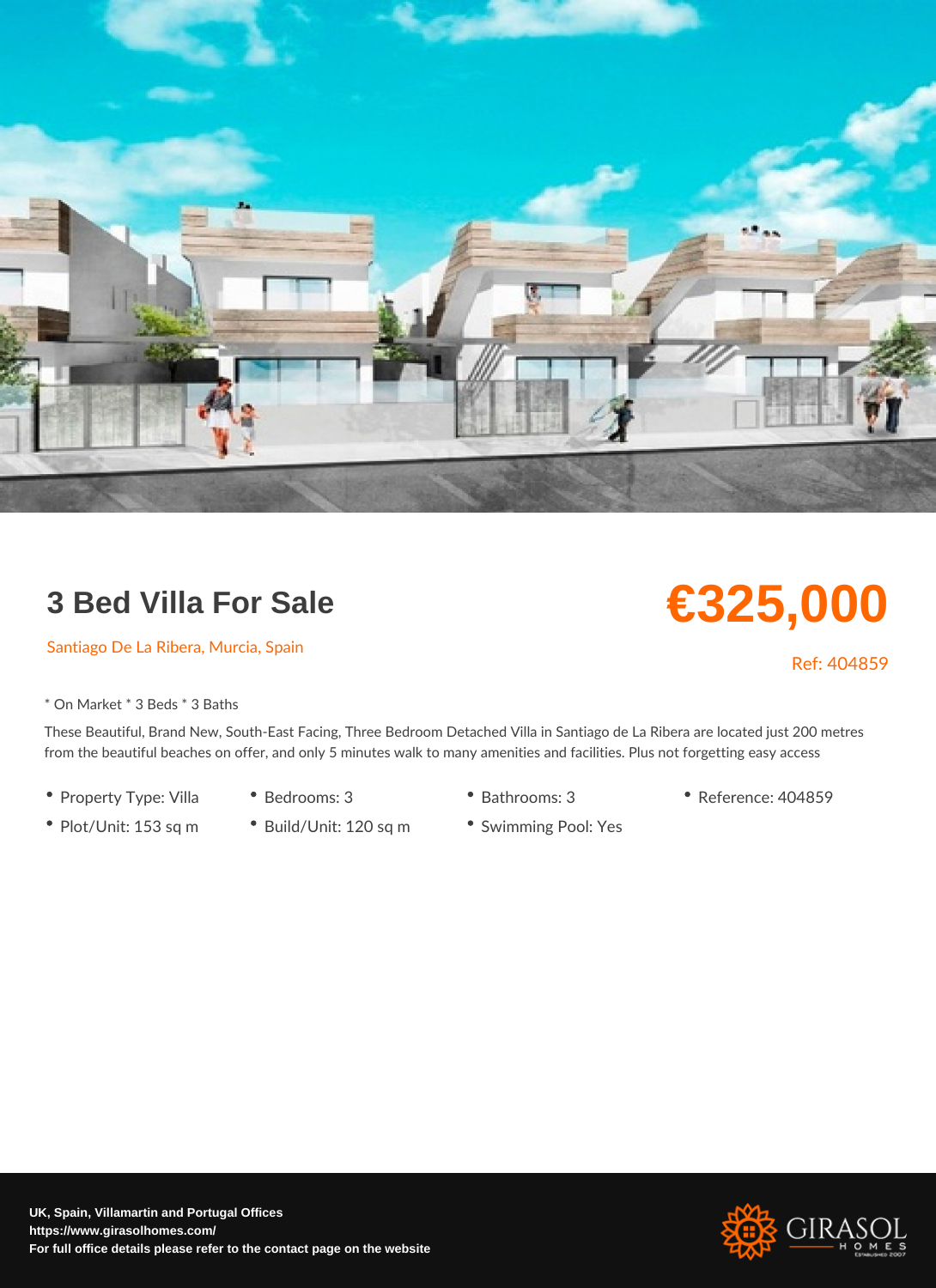# 3 Bed Villa For Sale

**€325,000**

Santiago De La Ribera, Murcia, Spain

Ref: 404859

* On Market * 3 Beds * 3 Baths

These Beautiful, Brand New, South-East Facing, Three Bedroom Detached Villa in Santiago de La Ribera are located just 200 metres from the beautiful beaches on offer, and only 5 minutes walk to many amenities and facilities. Plus not forgetting easy access

- Property Type: Villa
- Bedrooms: 3
- Bathrooms: 3
- Reference: 404859
- Plot/Unit: 153 sq m
- Build/Unit: 120 sq m
- Swimming Pool: Yes

**UK, Spain, Villamartin and Portugal Offices**
**https://www.girasolhomes.com/**
**For full office details please refer to the contact page on the website**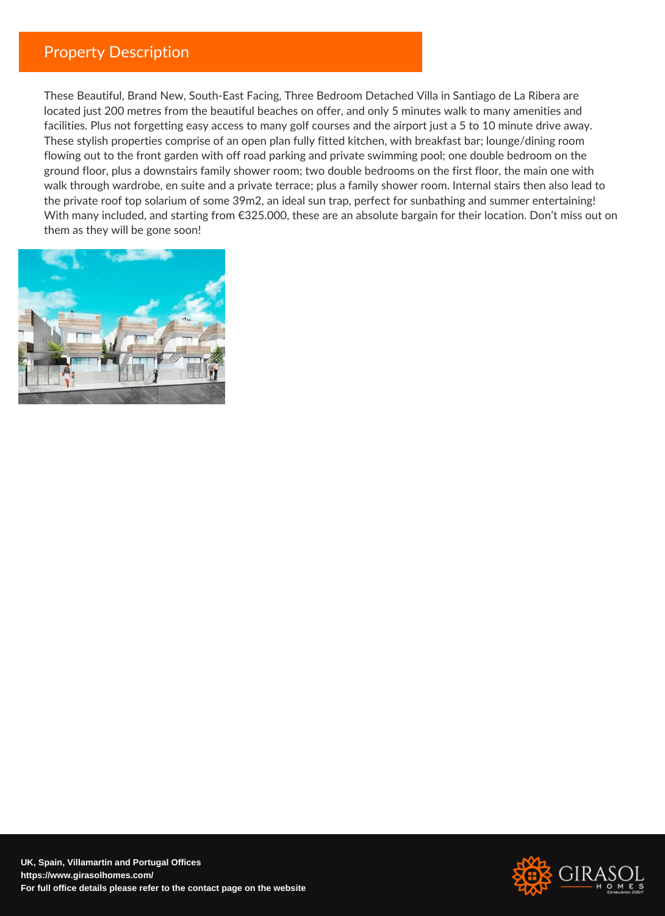## Property Description

These Beautiful, Brand New, South-East Facing, Three Bedroom Detached Villa in Santiago de La Ribera are located just 200 metres from the beautiful beaches on offer, and only 5 minutes walk to many amenities and facilities. Plus not forgetting easy access to many golf courses and the airport just a 5 to 10 minute drive away. These stylish properties comprise of an open plan fully fitted kitchen, with breakfast bar; lounge/dining room flowing out to the front garden with off road parking and private swimming pool; one double bedroom on the ground floor, plus a downstairs family shower room; two double bedrooms on the first floor, the main one with walk through wardrobe, en suite and a private terrace; plus a family shower room. Internal stairs then also lead to the private roof top solarium of some 39m2, an ideal sun trap, perfect for sunbathing and summer entertaining! With many included, and starting from €325.000, these are an absolute bargain for their location. Don't miss out on them as they will be gone soon!

**UK, Spain, Villamartin and Portugal Offices**
**https://www.girasolhomes.com/**
**For full office details please refer to the contact page on the website**